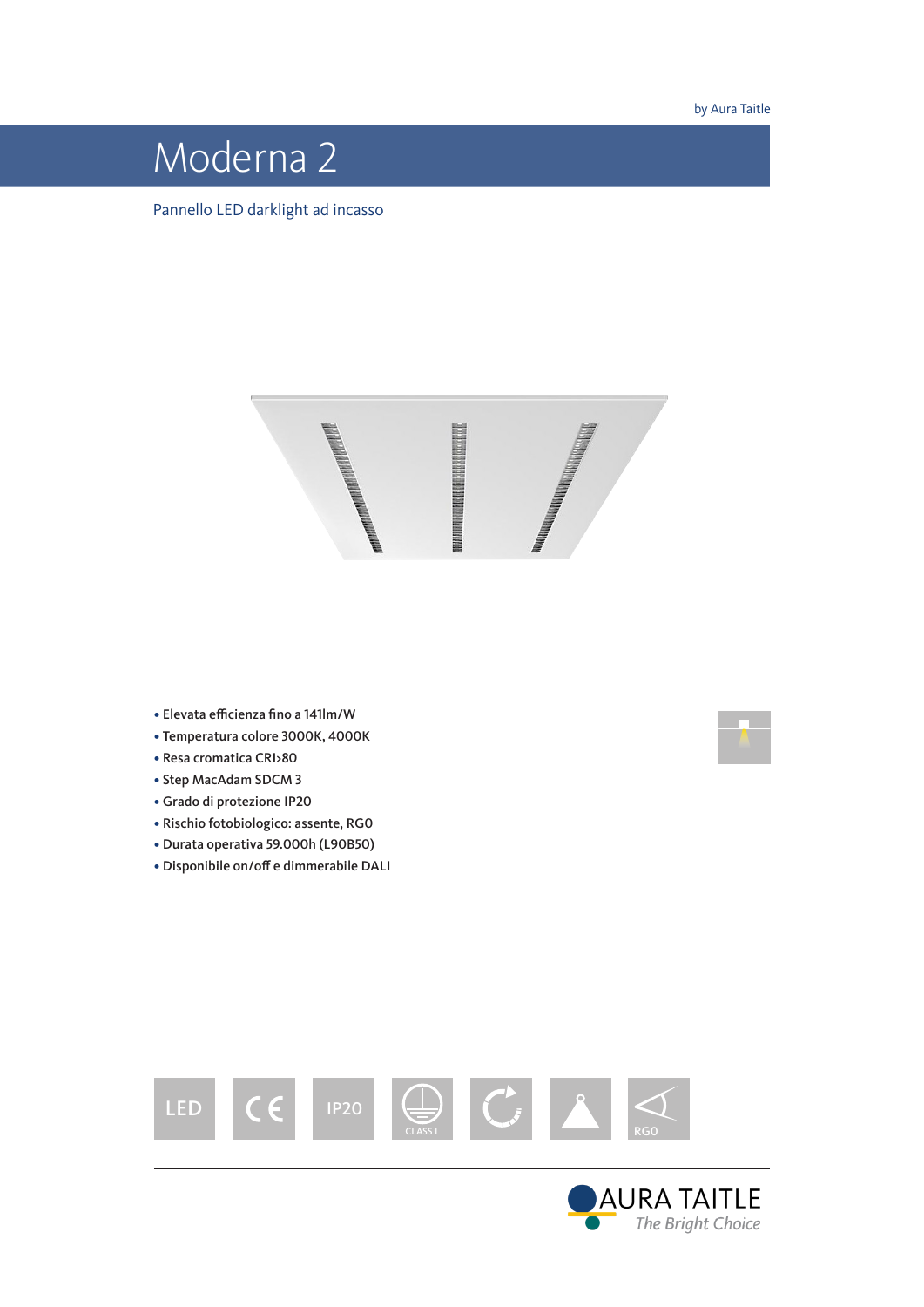by Aura Taitle

# Moderna 2

Pannello LED darklight ad incasso

- Elevata efficienza fino a 141lm/W
- Temperatura colore 3000K, 4000K
- Resa cromatica CRI>80
- Step MacAdam SDCM 3
- Grado di protezione IP20
- Rischio fotobiologico: assente, RG0
- Durata operativa 59.000h (L90B50)
- Disponibile on/off e dimmerabile DALI

LED | CE | IP20 | CLASS I | RG0

AURA TAITLE
*The Bright Choice*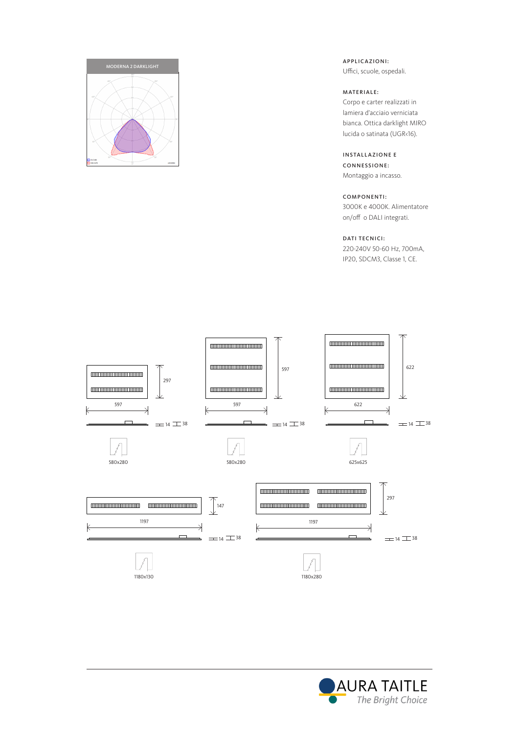MODERNA 2 DARKLIGHT

**APPLICAZIONI:**
Uffici, scuole, ospedali.

**MATERIALE:**
Corpo e carter realizzati in lamiera d'acciaio verniciata bianca. Ottica darklight MIRO lucida o satinata (UGR<16).

**INSTALLAZIONE E CONNESSIONE:**
Montaggio a incasso.

**COMPONENTI:**
3000K e 4000K. Alimentatore on/off o DALI integrati.

**DATI TECNICI:**
220-240V 50-60 Hz, 700mA, IP20, SDCM3, Classe 1, CE.

597 × 297 — 14 / 38 — 580x280

597 × 597 — 14 / 38 — 580x280

622 × 622 — 14 / 38 — 625x625

1197 × 147 — 14 / 38 — 1180x130

1197 × 297 — 14 / 38 — 1180x280

AURA TAITLE
*The Bright Choice*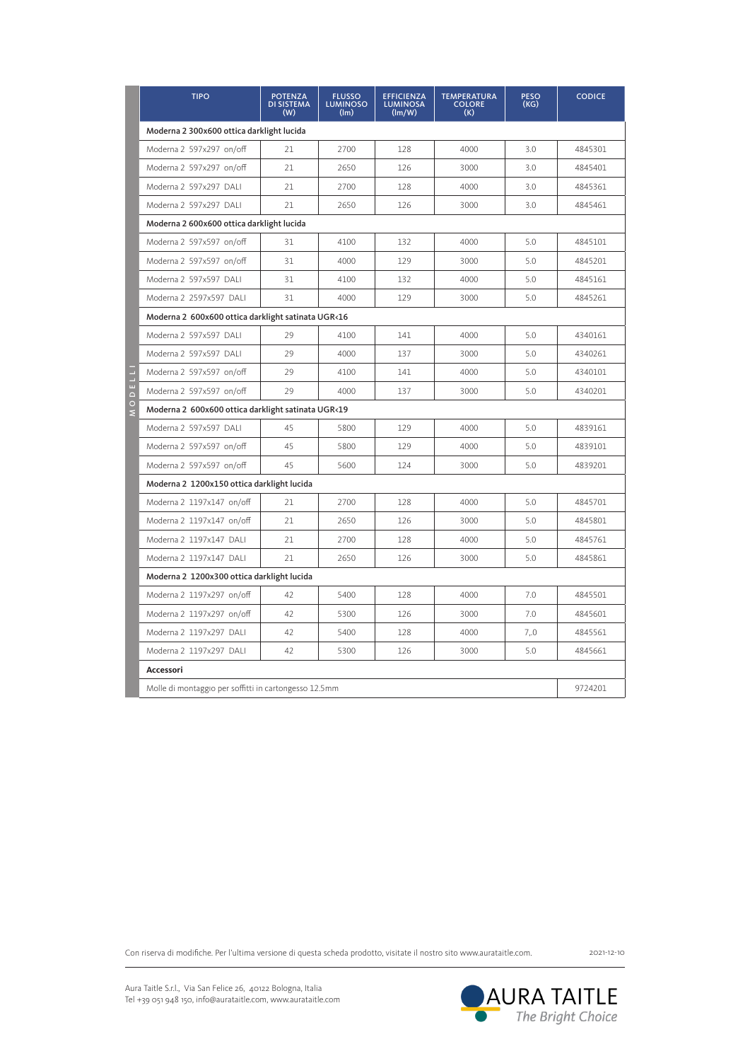| MODELLI | TIPO | POTENZA DI SISTEMA (W) | FLUSSO LUMINOSO (lm) | EFFICIENZA LUMINOSA (lm/W) | TEMPERATURA COLORE (K) | PESO (KG) | CODICE |
|---|---|---|---|---|---|---|---|
| | **Moderna 2 300x600 ottica darklight lucida** | | | | | | |
| | Moderna 2 597x297 on/off | 21 | 2700 | 128 | 4000 | 3.0 | 4845301 |
| | Moderna 2 597x297 on/off | 21 | 2650 | 126 | 3000 | 3.0 | 4845401 |
| | Moderna 2 597x297 DALI | 21 | 2700 | 128 | 4000 | 3.0 | 4845361 |
| | Moderna 2 597x297 DALI | 21 | 2650 | 126 | 3000 | 3.0 | 4845461 |
| | **Moderna 2 600x600 ottica darklight lucida** | | | | | | |
| | Moderna 2 597x597 on/off | 31 | 4100 | 132 | 4000 | 5.0 | 4845101 |
| | Moderna 2 597x597 on/off | 31 | 4000 | 129 | 3000 | 5.0 | 4845201 |
| | Moderna 2 597x597 DALI | 31 | 4100 | 132 | 4000 | 5.0 | 4845161 |
| | Moderna 2 2597x597 DALI | 31 | 4000 | 129 | 3000 | 5.0 | 4845261 |
| | **Moderna 2 600x600 ottica darklight satinata UGR<16** | | | | | | |
| | Moderna 2 597x597 DALI | 29 | 4100 | 141 | 4000 | 5.0 | 4340161 |
| | Moderna 2 597x597 DALI | 29 | 4000 | 137 | 3000 | 5.0 | 4340261 |
| | Moderna 2 597x597 on/off | 29 | 4100 | 141 | 4000 | 5.0 | 4340101 |
| | Moderna 2 597x597 on/off | 29 | 4000 | 137 | 3000 | 5.0 | 4340201 |
| | **Moderna 2 600x600 ottica darklight satinata UGR<19** | | | | | | |
| | Moderna 2 597x597 DALI | 45 | 5800 | 129 | 4000 | 5.0 | 4839161 |
| | Moderna 2 597x597 on/off | 45 | 5800 | 129 | 4000 | 5.0 | 4839101 |
| | Moderna 2 597x597 on/off | 45 | 5600 | 124 | 3000 | 5.0 | 4839201 |
| | **Moderna 2 1200x150 ottica darklight lucida** | | | | | | |
| | Moderna 2 1197x147 on/off | 21 | 2700 | 128 | 4000 | 5.0 | 4845701 |
| | Moderna 2 1197x147 on/off | 21 | 2650 | 126 | 3000 | 5.0 | 4845801 |
| | Moderna 2 1197x147 DALI | 21 | 2700 | 128 | 4000 | 5.0 | 4845761 |
| | Moderna 2 1197x147 DALI | 21 | 2650 | 126 | 3000 | 5.0 | 4845861 |
| | **Moderna 2 1200x300 ottica darklight lucida** | | | | | | |
| | Moderna 2 1197x297 on/off | 42 | 5400 | 128 | 4000 | 7.0 | 4845501 |
| | Moderna 2 1197x297 on/off | 42 | 5300 | 126 | 3000 | 7.0 | 4845601 |
| | Moderna 2 1197x297 DALI | 42 | 5400 | 128 | 4000 | 7,.0 | 4845561 |
| | Moderna 2 1197x297 DALI | 42 | 5300 | 126 | 3000 | 5.0 | 4845661 |
| | **Accessori** | | | | | | |
| | Molle di montaggio per soffitti in cartongesso 12.5mm | | | | | | 9724201 |

Con riserva di modifiche. Per l'ultima versione di questa scheda prodotto, visitate il nostro sito www.aurataitle.com.

2021-12-10

Aura Taitle S.r.l., Via San Felice 26, 40122 Bologna, Italia
Tel +39 051 948 150, info@aurataitle.com, www.aurataitle.com

AURA TAITLE
*The Bright Choice*